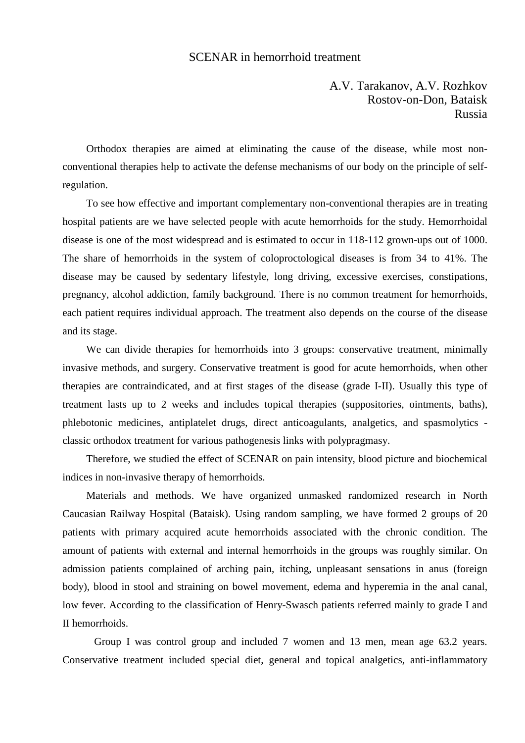# SCENAR in hemorrhoid treatment

A.V. Tarakanov, A.V. Rozhkov
Rostov-on-Don, Bataisk
Russia

Orthodox therapies are aimed at eliminating the cause of the disease, while most non-conventional therapies help to activate the defense mechanisms of our body on the principle of self-regulation.

To see how effective and important complementary non-conventional therapies are in treating hospital patients are we have selected people with acute hemorrhoids for the study. Hemorrhoidal disease is one of the most widespread and is estimated to occur in 118-112 grown-ups out of 1000. The share of hemorrhoids in the system of coloproctological diseases is from 34 to 41%. The disease may be caused by sedentary lifestyle, long driving, excessive exercises, constipations, pregnancy, alcohol addiction, family background. There is no common treatment for hemorrhoids, each patient requires individual approach. The treatment also depends on the course of the disease and its stage.

We can divide therapies for hemorrhoids into 3 groups: conservative treatment, minimally invasive methods, and surgery. Conservative treatment is good for acute hemorrhoids, when other therapies are contraindicated, and at first stages of the disease (grade I-II). Usually this type of treatment lasts up to 2 weeks and includes topical therapies (suppositories, ointments, baths), phlebotonic medicines, antiplatelet drugs, direct anticoagulants, analgetics, and spasmolytics - classic orthodox treatment for various pathogenesis links with polypragmasy.

Therefore, we studied the effect of SCENAR on pain intensity, blood picture and biochemical indices in non-invasive therapy of hemorrhoids.

Materials and methods. We have organized unmasked randomized research in North Caucasian Railway Hospital (Bataisk). Using random sampling, we have formed 2 groups of 20 patients with primary acquired acute hemorrhoids associated with the chronic condition. The amount of patients with external and internal hemorrhoids in the groups was roughly similar. On admission patients complained of arching pain, itching, unpleasant sensations in anus (foreign body), blood in stool and straining on bowel movement, edema and hyperemia in the anal canal, low fever. According to the classification of Henry-Swasch patients referred mainly to grade I and II hemorrhoids.

Group I was control group and included 7 women and 13 men, mean age 63.2 years. Conservative treatment included special diet, general and topical analgetics, anti-inflammatory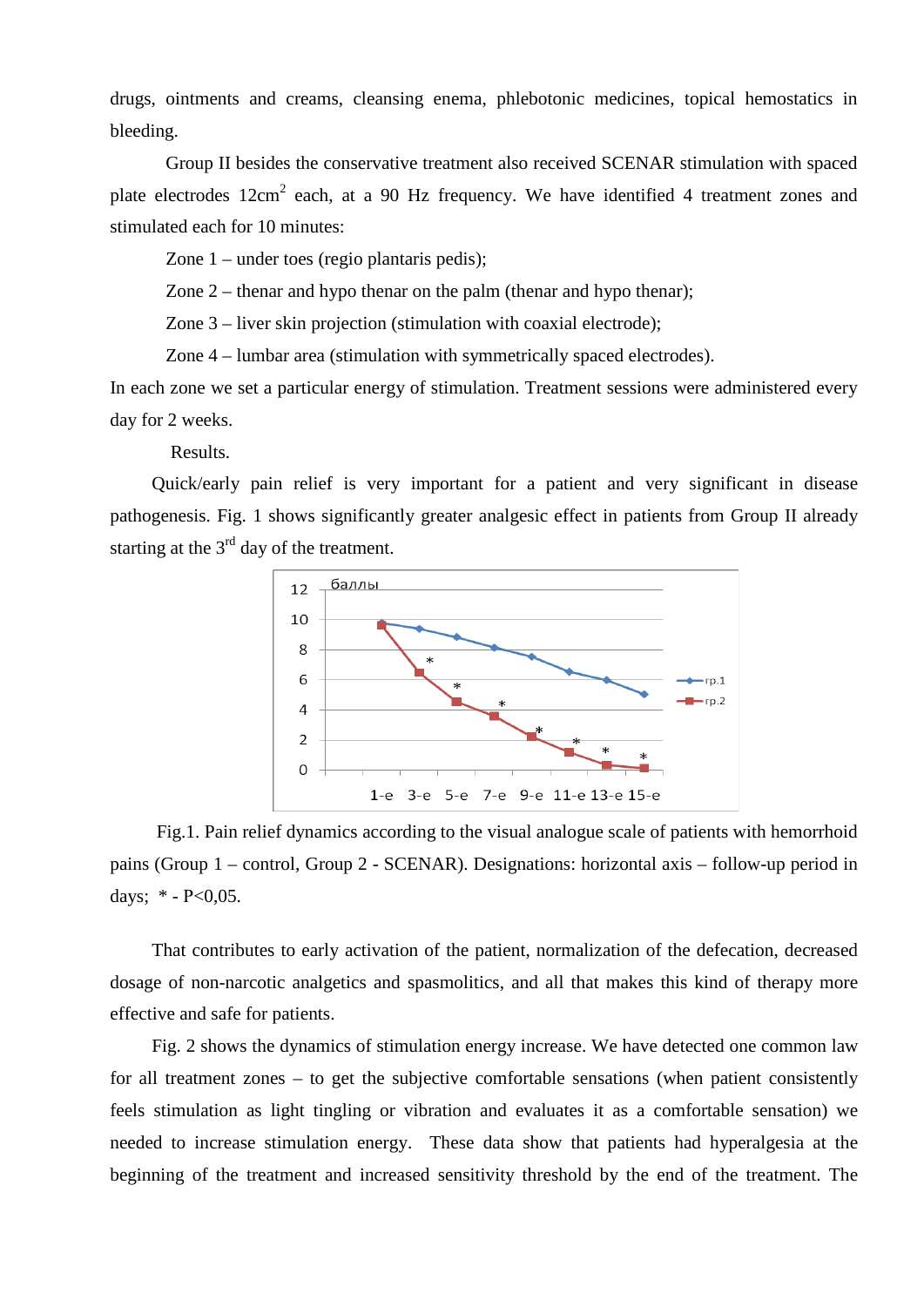drugs, ointments and creams, cleansing enema, phlebotonic medicines, topical hemostatics in bleeding.

Group II besides the conservative treatment also received SCENAR stimulation with spaced plate electrodes 12cm$^2$ each, at a 90 Hz frequency. We have identified 4 treatment zones and stimulated each for 10 minutes:

Zone 1 – under toes (regio plantaris pedis);

Zone 2 – thenar and hypo thenar on the palm (thenar and hypo thenar);

Zone 3 – liver skin projection (stimulation with coaxial electrode);

Zone 4 – lumbar area (stimulation with symmetrically spaced electrodes).

In each zone we set a particular energy of stimulation. Treatment sessions were administered every day for 2 weeks.

Results.

Quick/early pain relief is very important for a patient and very significant in disease pathogenesis. Fig. 1 shows significantly greater analgesic effect in patients from Group II already starting at the 3$^{rd}$ day of the treatment.

Fig.1. Pain relief dynamics according to the visual analogue scale of patients with hemorrhoid pains (Group 1 – control, Group 2 - SCENAR). Designations: horizontal axis – follow-up period in days; * - P<0,05.

That contributes to early activation of the patient, normalization of the defecation, decreased dosage of non-narcotic analgetics and spasmolitics, and all that makes this kind of therapy more effective and safe for patients.

Fig. 2 shows the dynamics of stimulation energy increase. We have detected one common law for all treatment zones – to get the subjective comfortable sensations (when patient consistently feels stimulation as light tingling or vibration and evaluates it as a comfortable sensation) we needed to increase stimulation energy. These data show that patients had hyperalgesia at the beginning of the treatment and increased sensitivity threshold by the end of the treatment. The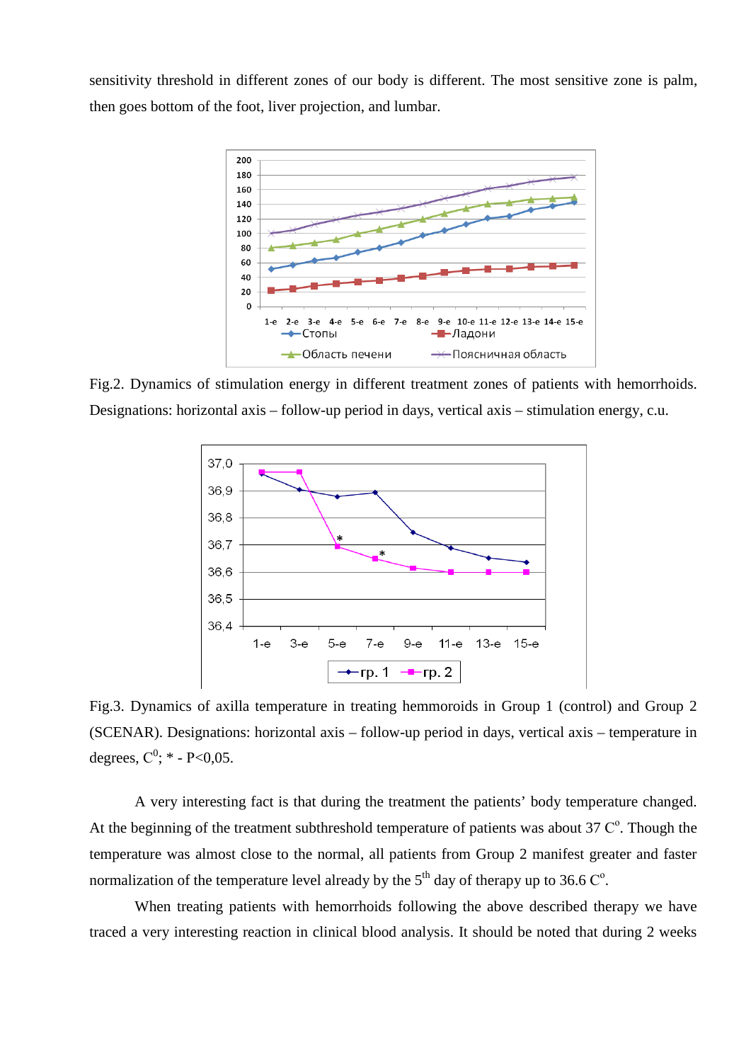sensitivity threshold in different zones of our body is different. The most sensitive zone is palm, then goes bottom of the foot, liver projection, and lumbar.

Fig.2. Dynamics of stimulation energy in different treatment zones of patients with hemorrhoids. Designations: horizontal axis – follow-up period in days, vertical axis – stimulation energy, c.u.

Fig.3. Dynamics of axilla temperature in treating hemmoroids in Group 1 (control) and Group 2 (SCENAR). Designations: horizontal axis – follow-up period in days, vertical axis – temperature in degrees, $C^0$; * - P<0,05.

A very interesting fact is that during the treatment the patients' body temperature changed. At the beginning of the treatment subthreshold temperature of patients was about 37 $C^o$. Though the temperature was almost close to the normal, all patients from Group 2 manifest greater and faster normalization of the temperature level already by the $5^{th}$ day of therapy up to 36.6 $C^o$.

When treating patients with hemorrhoids following the above described therapy we have traced a very interesting reaction in clinical blood analysis. It should be noted that during 2 weeks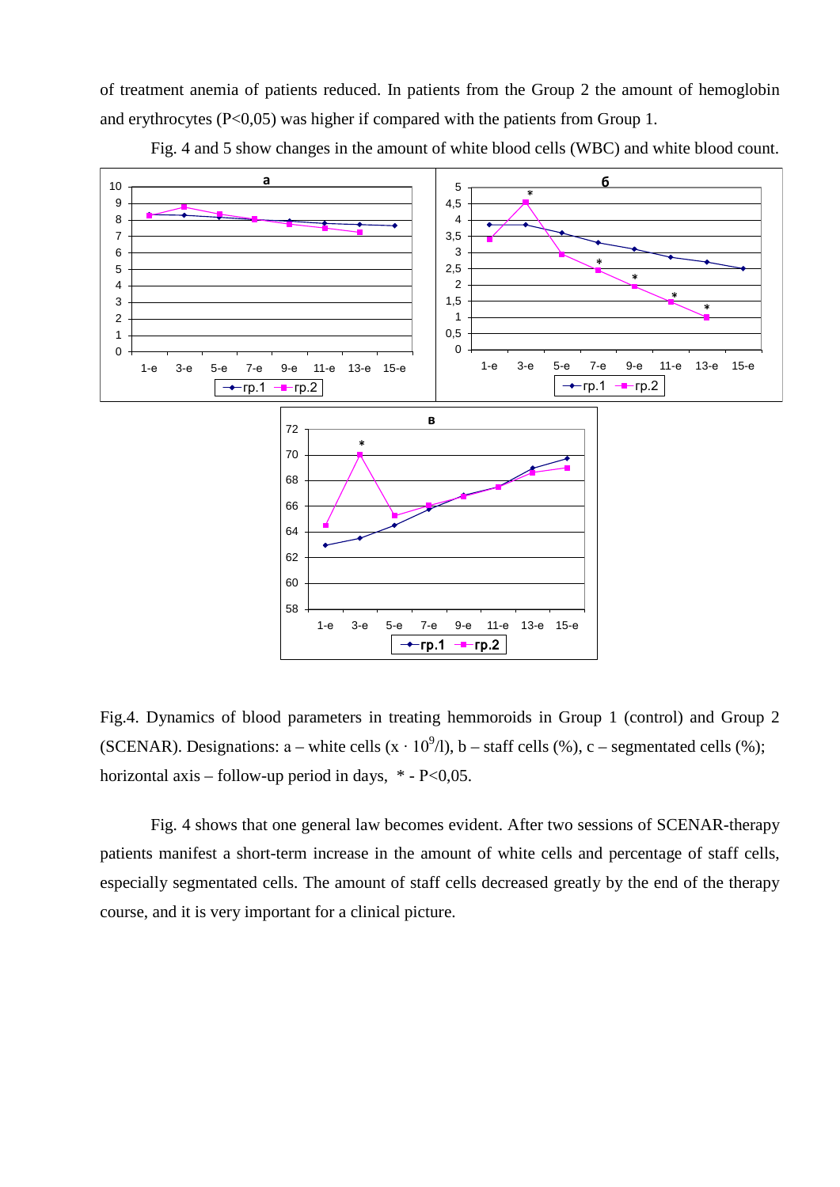of treatment anemia of patients reduced. In patients from the Group 2 the amount of hemoglobin and erythrocytes (P<0,05) was higher if compared with the patients from Group 1.

Fig. 4 and 5 show changes in the amount of white blood cells (WBC) and white blood count.

Fig.4. Dynamics of blood parameters in treating hemmoroids in Group 1 (control) and Group 2 (SCENAR). Designations: a – white cells ($x \cdot 10^9$/l), b – staff cells (%), c – segmentated cells (%); horizontal axis – follow-up period in days, * - P<0,05.

Fig. 4 shows that one general law becomes evident. After two sessions of SCENAR-therapy patients manifest a short-term increase in the amount of white cells and percentage of staff cells, especially segmentated cells. The amount of staff cells decreased greatly by the end of the therapy course, and it is very important for a clinical picture.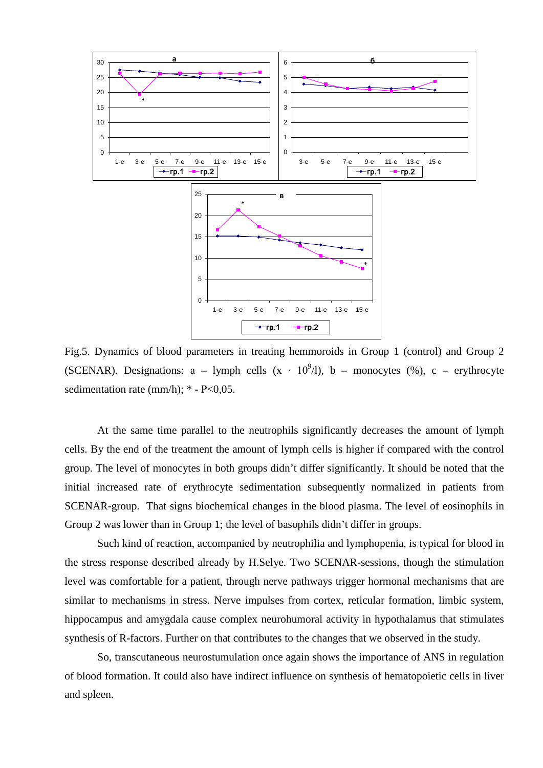Fig.5. Dynamics of blood parameters in treating hemmoroids in Group 1 (control) and Group 2 (SCENAR). Designations: a – lymph cells (x · $10^9$/l), b – monocytes (%), c – erythrocyte sedimentation rate (mm/h); * - P<0,05.

At the same time parallel to the neutrophils significantly decreases the amount of lymph cells. By the end of the treatment the amount of lymph cells is higher if compared with the control group. The level of monocytes in both groups didn't differ significantly. It should be noted that the initial increased rate of erythrocyte sedimentation subsequently normalized in patients from SCENAR-group. That signs biochemical changes in the blood plasma. The level of eosinophils in Group 2 was lower than in Group 1; the level of basophils didn't differ in groups.

Such kind of reaction, accompanied by neutrophilia and lymphopenia, is typical for blood in the stress response described already by H.Selye. Two SCENAR-sessions, though the stimulation level was comfortable for a patient, through nerve pathways trigger hormonal mechanisms that are similar to mechanisms in stress. Nerve impulses from cortex, reticular formation, limbic system, hippocampus and amygdala cause complex neurohumoral activity in hypothalamus that stimulates synthesis of R-factors. Further on that contributes to the changes that we observed in the study.

So, transcutaneous neurostumulation once again shows the importance of ANS in regulation of blood formation. It could also have indirect influence on synthesis of hematopoietic cells in liver and spleen.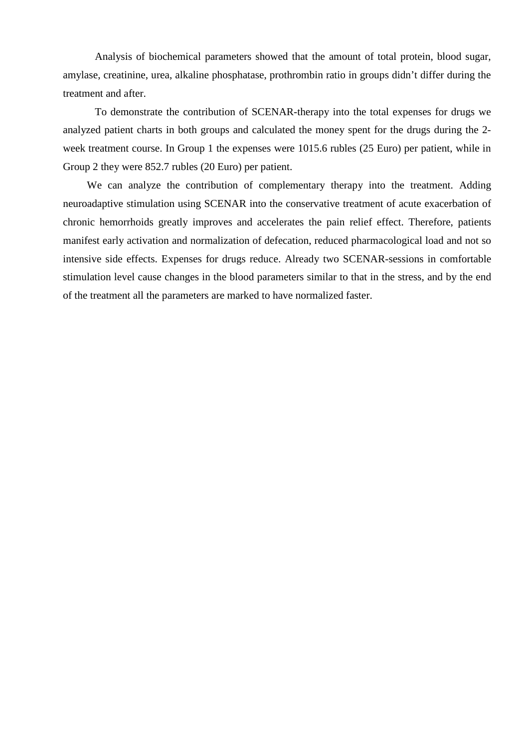Analysis of biochemical parameters showed that the amount of total protein, blood sugar, amylase, creatinine, urea, alkaline phosphatase, prothrombin ratio in groups didn't differ during the treatment and after.

To demonstrate the contribution of SCENAR-therapy into the total expenses for drugs we analyzed patient charts in both groups and calculated the money spent for the drugs during the 2-week treatment course. In Group 1 the expenses were 1015.6 rubles (25 Euro) per patient, while in Group 2 they were 852.7 rubles (20 Euro) per patient.

We can analyze the contribution of complementary therapy into the treatment. Adding neuroadaptive stimulation using SCENAR into the conservative treatment of acute exacerbation of chronic hemorrhoids greatly improves and accelerates the pain relief effect. Therefore, patients manifest early activation and normalization of defecation, reduced pharmacological load and not so intensive side effects. Expenses for drugs reduce. Already two SCENAR-sessions in comfortable stimulation level cause changes in the blood parameters similar to that in the stress, and by the end of the treatment all the parameters are marked to have normalized faster.